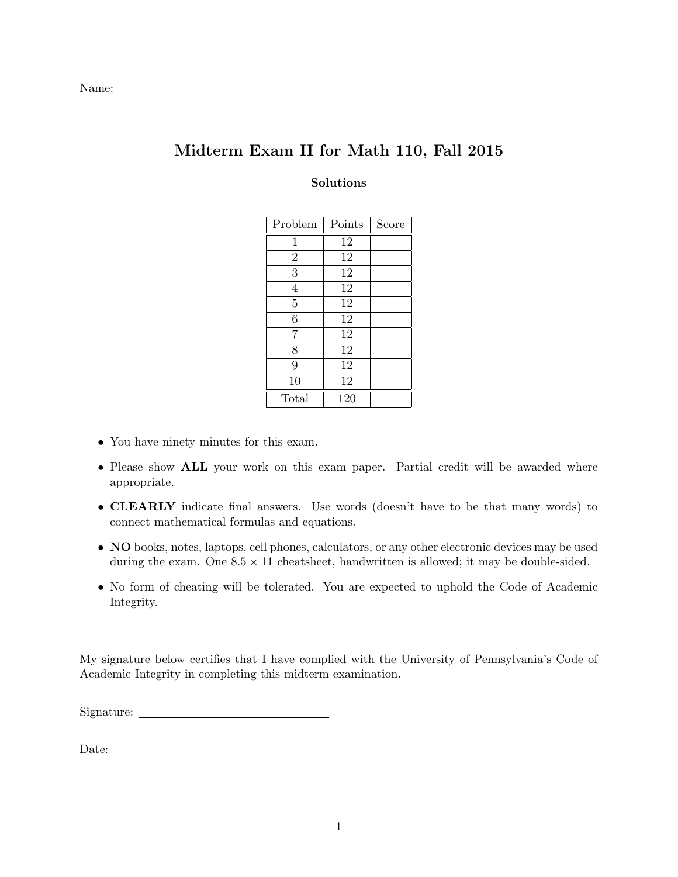Name: ______________________________

# Midterm Exam II for Math 110, Fall 2015

**Solutions**

| Problem | Points | Score |
|---|---|---|
| 1 | 12 | |
| 2 | 12 | |
| 3 | 12 | |
| 4 | 12 | |
| 5 | 12 | |
| 6 | 12 | |
| 7 | 12 | |
| 8 | 12 | |
| 9 | 12 | |
| 10 | 12 | |
| Total | 120 | |

- You have ninety minutes for this exam.
- Please show **ALL** your work on this exam paper. Partial credit will be awarded where appropriate.
- **CLEARLY** indicate final answers. Use words (doesn't have to be that many words) to connect mathematical formulas and equations.
- **NO** books, notes, laptops, cell phones, calculators, or any other electronic devices may be used during the exam. One $8.5 \times 11$ cheatsheet, handwritten is allowed; it may be double-sided.
- No form of cheating will be tolerated. You are expected to uphold the Code of Academic Integrity.

My signature below certifies that I have complied with the University of Pennsylvania's Code of Academic Integrity in completing this midterm examination.

Signature: ______________________________

Date: ______________________________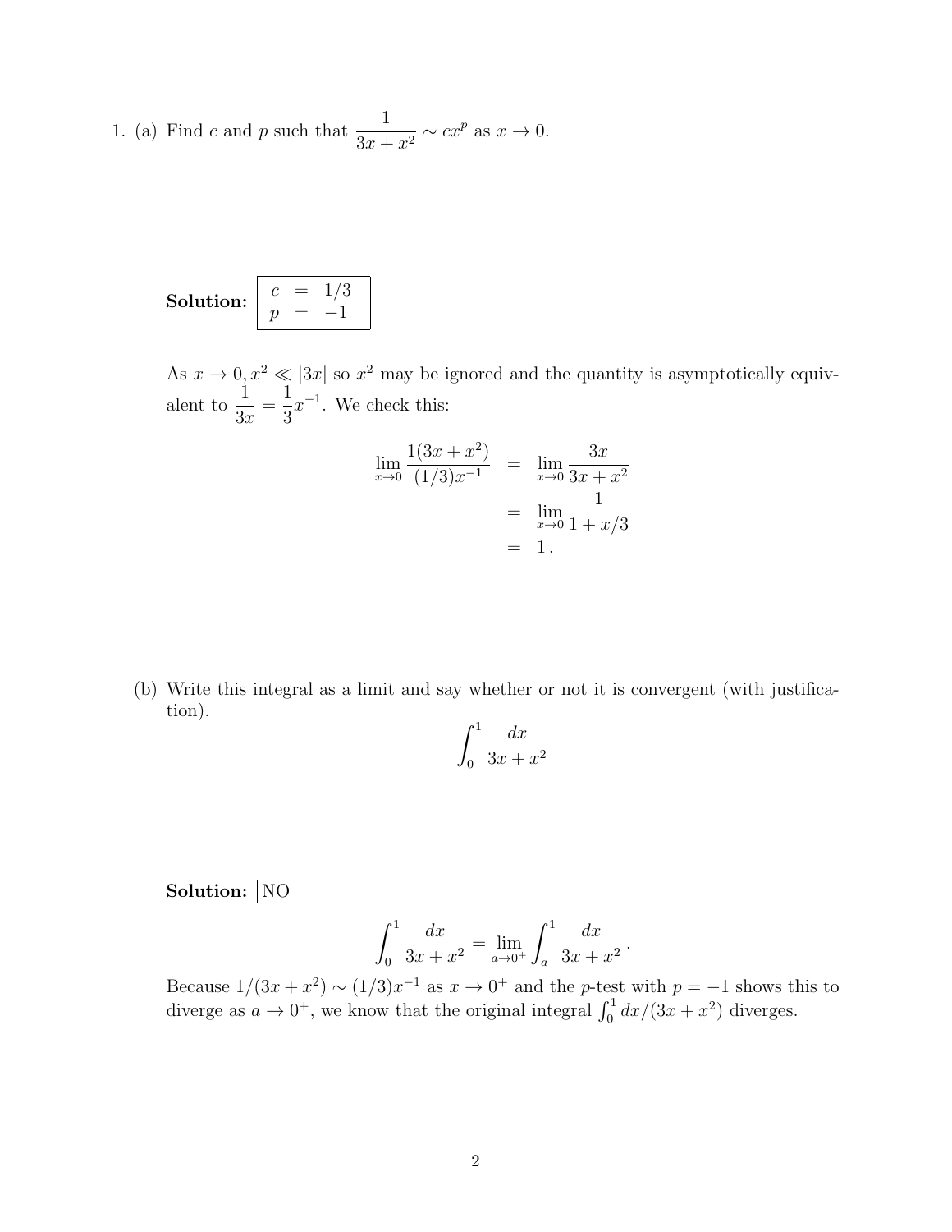1. (a) Find $c$ and $p$ such that $\dfrac{1}{3x + x^2} \sim cx^p$ as $x \to 0$.

**Solution:** 
$$\boxed{\begin{array}{rcl} c & = & 1/3 \\ p & = & -1 \end{array}}$$

As $x \to 0, x^2 \ll |3x|$ so $x^2$ may be ignored and the quantity is asymptotically equivalent to $\dfrac{1}{3x} = \dfrac{1}{3}x^{-1}$. We check this:

$$\begin{aligned}
\lim_{x \to 0} \frac{1(3x + x^2)}{(1/3)x^{-1}} &= \lim_{x \to 0} \frac{3x}{3x + x^2} \\
&= \lim_{x \to 0} \frac{1}{1 + x/3} \\
&= 1\,.
\end{aligned}$$

(b) Write this integral as a limit and say whether or not it is convergent (with justification).

$$\int_0^1 \frac{dx}{3x + x^2}$$

**Solution:** $\boxed{\text{NO}}$

$$\int_0^1 \frac{dx}{3x + x^2} = \lim_{a \to 0^+} \int_a^1 \frac{dx}{3x + x^2}\,.$$

Because $1/(3x + x^2) \sim (1/3)x^{-1}$ as $x \to 0^+$ and the $p$-test with $p = -1$ shows this to diverge as $a \to 0^+$, we know that the original integral $\int_0^1 dx/(3x + x^2)$ diverges.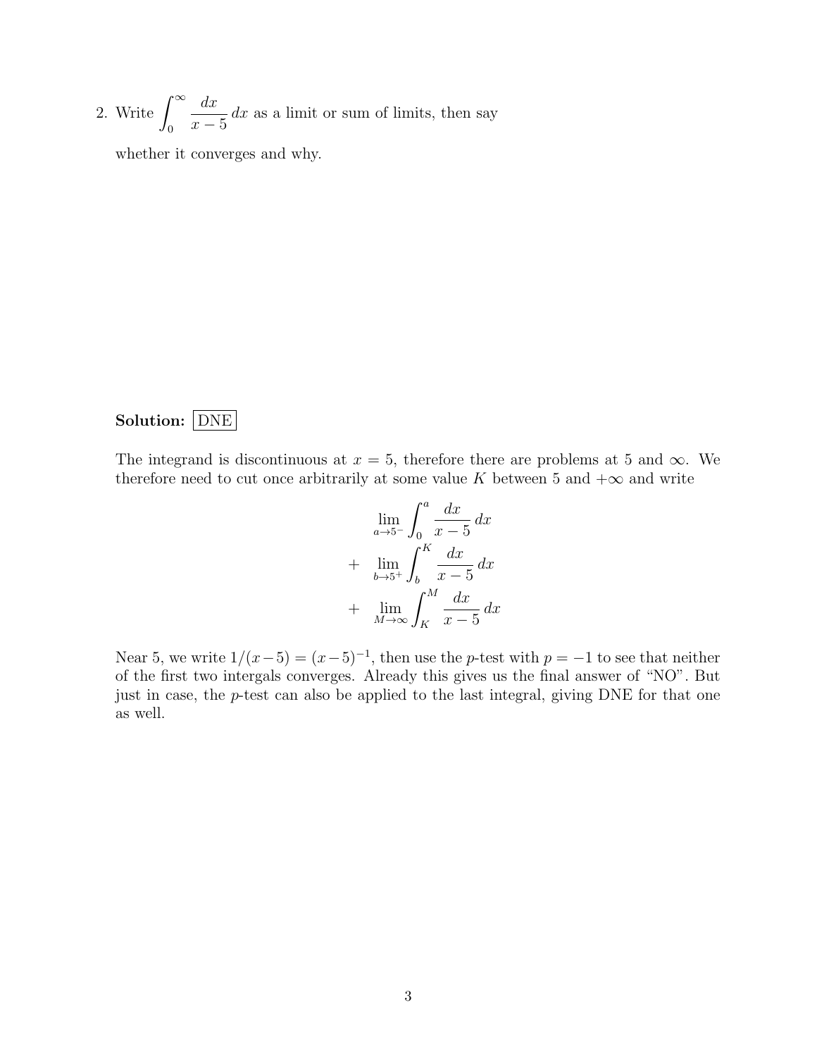2. Write $\displaystyle\int_0^\infty \frac{dx}{x-5}\,dx$ as a limit or sum of limits, then say whether it converges and why.

**Solution:** $\boxed{\text{DNE}}$

The integrand is discontinuous at $x = 5$, therefore there are problems at 5 and $\infty$. We therefore need to cut once arbitrarily at some value $K$ between 5 and $+\infty$ and write

$$
\begin{aligned}
& \lim_{a\to 5^-} \int_0^a \frac{dx}{x-5}\,dx \\
+ \; & \lim_{b\to 5^+} \int_b^K \frac{dx}{x-5}\,dx \\
+ \; & \lim_{M\to\infty} \int_K^M \frac{dx}{x-5}\,dx
\end{aligned}
$$

Near 5, we write $1/(x-5) = (x-5)^{-1}$, then use the $p$-test with $p = -1$ to see that neither of the first two intergals converges. Already this gives us the final answer of "NO". But just in case, the $p$-test can also be applied to the last integral, giving DNE for that one as well.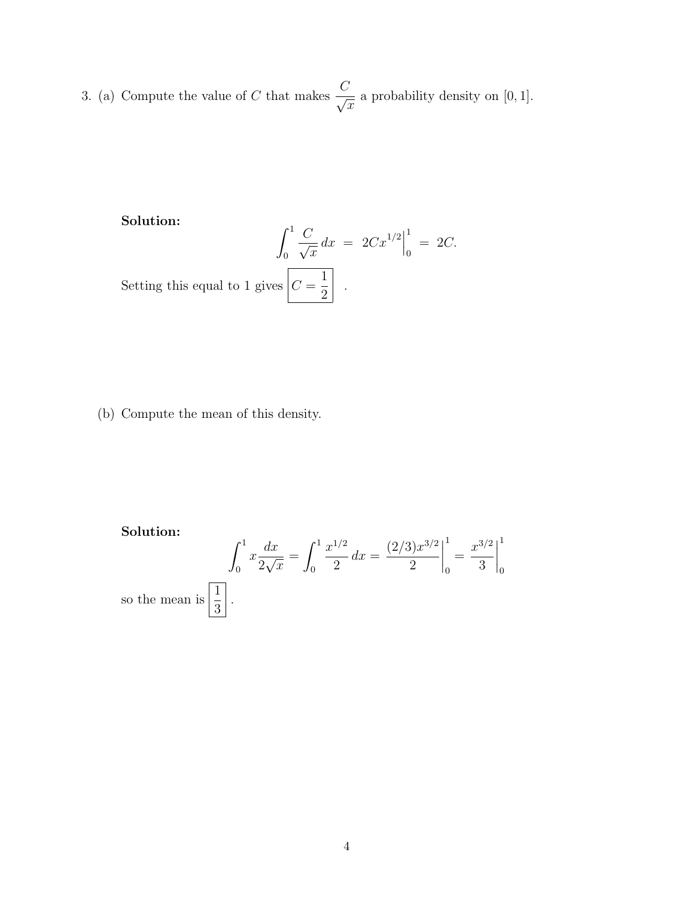3. (a) Compute the value of $C$ that makes $\dfrac{C}{\sqrt{x}}$ a probability density on $[0, 1]$.

**Solution:**

$$\int_0^1 \frac{C}{\sqrt{x}}\, dx \;=\; 2Cx^{1/2}\Big|_0^1 \;=\; 2C.$$

Setting this equal to 1 gives $\boxed{C = \dfrac{1}{2}}$ .

(b) Compute the mean of this density.

**Solution:**

$$\int_0^1 x \frac{dx}{2\sqrt{x}} = \int_0^1 \frac{x^{1/2}}{2}\, dx = \frac{(2/3)x^{3/2}}{2}\Big|_0^1 = \frac{x^{3/2}}{3}\Big|_0^1$$

so the mean is $\boxed{\dfrac{1}{3}}$ .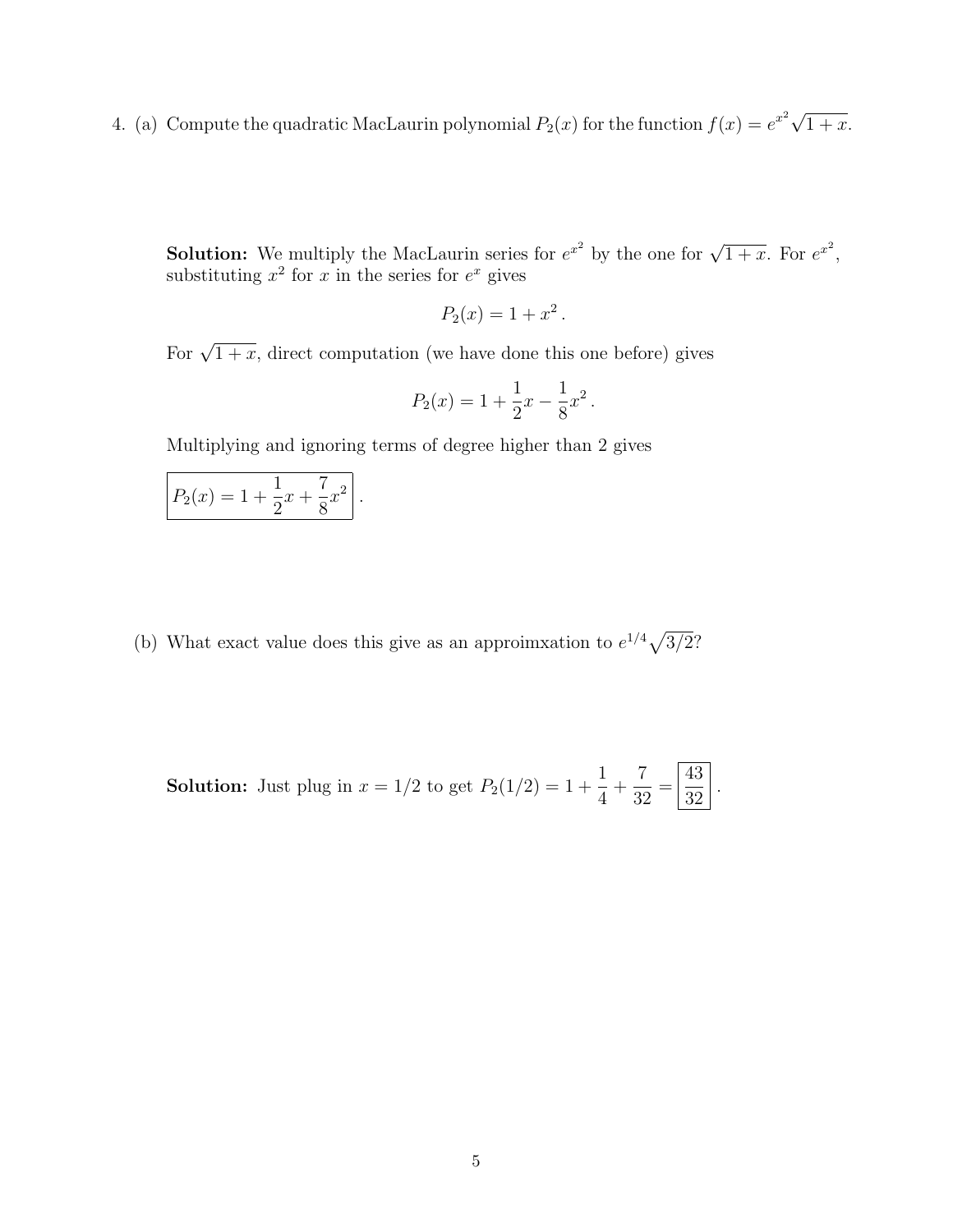4. (a) Compute the quadratic MacLaurin polynomial $P_2(x)$ for the function $f(x) = e^{x^2}\sqrt{1+x}$.

**Solution:** We multiply the MacLaurin series for $e^{x^2}$ by the one for $\sqrt{1+x}$. For $e^{x^2}$, substituting $x^2$ for $x$ in the series for $e^x$ gives

$$P_2(x) = 1 + x^2 .$$

For $\sqrt{1+x}$, direct computation (we have done this one before) gives

$$P_2(x) = 1 + \frac{1}{2}x - \frac{1}{8}x^2 .$$

Multiplying and ignoring terms of degree higher than 2 gives

$$\boxed{P_2(x) = 1 + \frac{1}{2}x + \frac{7}{8}x^2} .$$

(b) What exact value does this give as an approimxation to $e^{1/4}\sqrt{3/2}$?

**Solution:** Just plug in $x = 1/2$ to get $P_2(1/2) = 1 + \frac{1}{4} + \frac{7}{32} = \boxed{\frac{43}{32}}$ .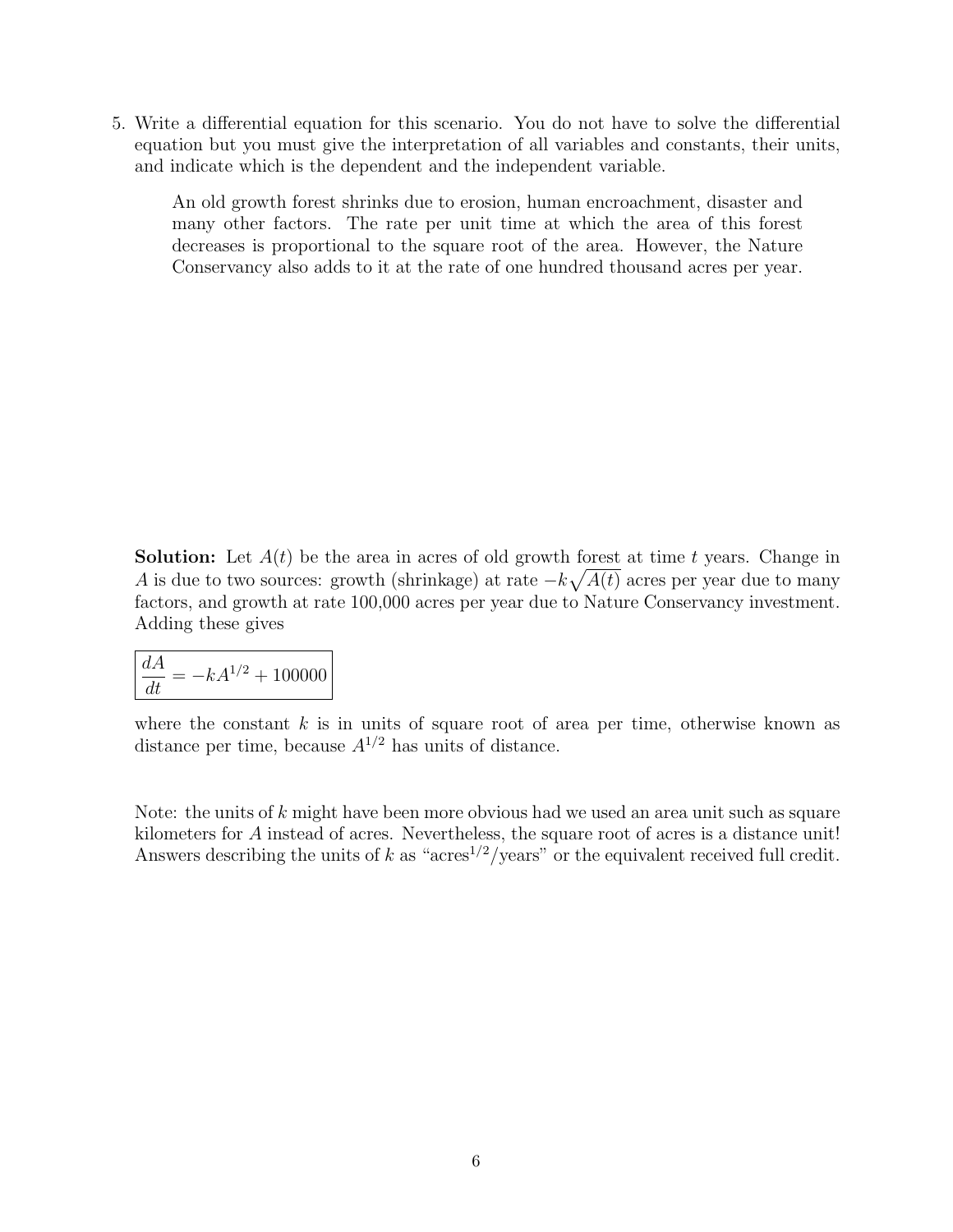5. Write a differential equation for this scenario. You do not have to solve the differential equation but you must give the interpretation of all variables and constants, their units, and indicate which is the dependent and the independent variable.

   > An old growth forest shrinks due to erosion, human encroachment, disaster and many other factors. The rate per unit time at which the area of this forest decreases is proportional to the square root of the area. However, the Nature Conservancy also adds to it at the rate of one hundred thousand acres per year.

**Solution:** Let $A(t)$ be the area in acres of old growth forest at time $t$ years. Change in $A$ is due to two sources: growth (shrinkage) at rate $-k\sqrt{A(t)}$ acres per year due to many factors, and growth at rate 100,000 acres per year due to Nature Conservancy investment. Adding these gives

$$\boxed{\frac{dA}{dt} = -kA^{1/2} + 100000}$$

where the constant $k$ is in units of square root of area per time, otherwise known as distance per time, because $A^{1/2}$ has units of distance.

Note: the units of $k$ might have been more obvious had we used an area unit such as square kilometers for $A$ instead of acres. Nevertheless, the square root of acres is a distance unit! Answers describing the units of $k$ as "acres$^{1/2}$/years" or the equivalent received full credit.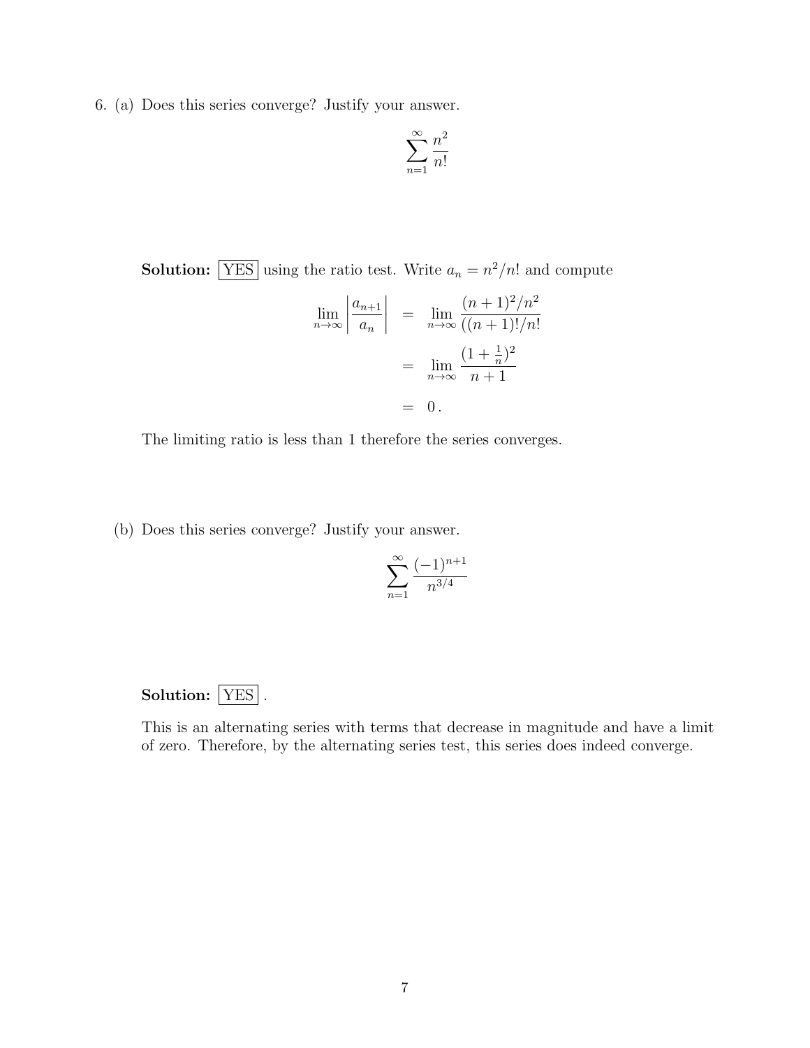6. (a) Does this series converge? Justify your answer.

$$\sum_{n=1}^{\infty} \frac{n^2}{n!}$$

**Solution:** $\boxed{\text{YES}}$ using the ratio test. Write $a_n = n^2/n!$ and compute

$$\begin{aligned}
\lim_{n\to\infty} \left| \frac{a_{n+1}}{a_n} \right| &= \lim_{n\to\infty} \frac{(n+1)^2/n^2}{((n+1)!/n!} \\
&= \lim_{n\to\infty} \frac{(1+\frac{1}{n})^2}{n+1} \\
&= 0\,.
\end{aligned}$$

The limiting ratio is less than 1 therefore the series converges.

(b) Does this series converge? Justify your answer.

$$\sum_{n=1}^{\infty} \frac{(-1)^{n+1}}{n^{3/4}}$$

**Solution:** $\boxed{\text{YES}}$.

This is an alternating series with terms that decrease in magnitude and have a limit of zero. Therefore, by the alternating series test, this series does indeed converge.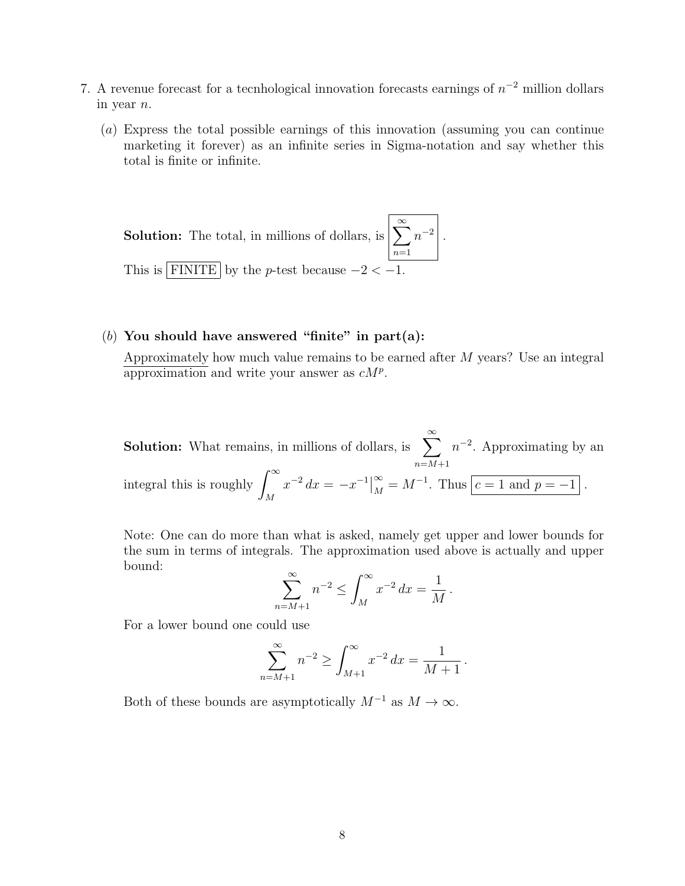7. A revenue forecast for a tecnhological innovation forecasts earnings of $n^{-2}$ million dollars in year $n$.

   (*a*) Express the total possible earnings of this innovation (assuming you can continue marketing it forever) as an infinite series in Sigma-notation and say whether this total is finite or infinite.

   **Solution:** The total, in millions of dollars, is $\boxed{\sum_{n=1}^{\infty} n^{-2}}$.

   This is $\boxed{\text{FINITE}}$ by the $p$-test because $-2 < -1$.

   (*b*) **You should have answered "finite" in part(a):**

   Approximately how much value remains to be earned after $M$ years? Use an integral approximation and write your answer as $cM^p$.

   **Solution:** What remains, in millions of dollars, is $\sum_{n=M+1}^{\infty} n^{-2}$. Approximating by an integral this is roughly $\int_M^{\infty} x^{-2}\, dx = -x^{-1}\big|_M^{\infty} = M^{-1}$. Thus $\boxed{c = 1 \text{ and } p = -1}$.

   Note: One can do more than what is asked, namely get upper and lower bounds for the sum in terms of integrals. The approximation used above is actually and upper bound:

   $$\sum_{n=M+1}^{\infty} n^{-2} \leq \int_M^{\infty} x^{-2}\, dx = \frac{1}{M}\,.$$

   For a lower bound one could use

   $$\sum_{n=M+1}^{\infty} n^{-2} \geq \int_{M+1}^{\infty} x^{-2}\, dx = \frac{1}{M+1}\,.$$

   Both of these bounds are asymptotically $M^{-1}$ as $M \to \infty$.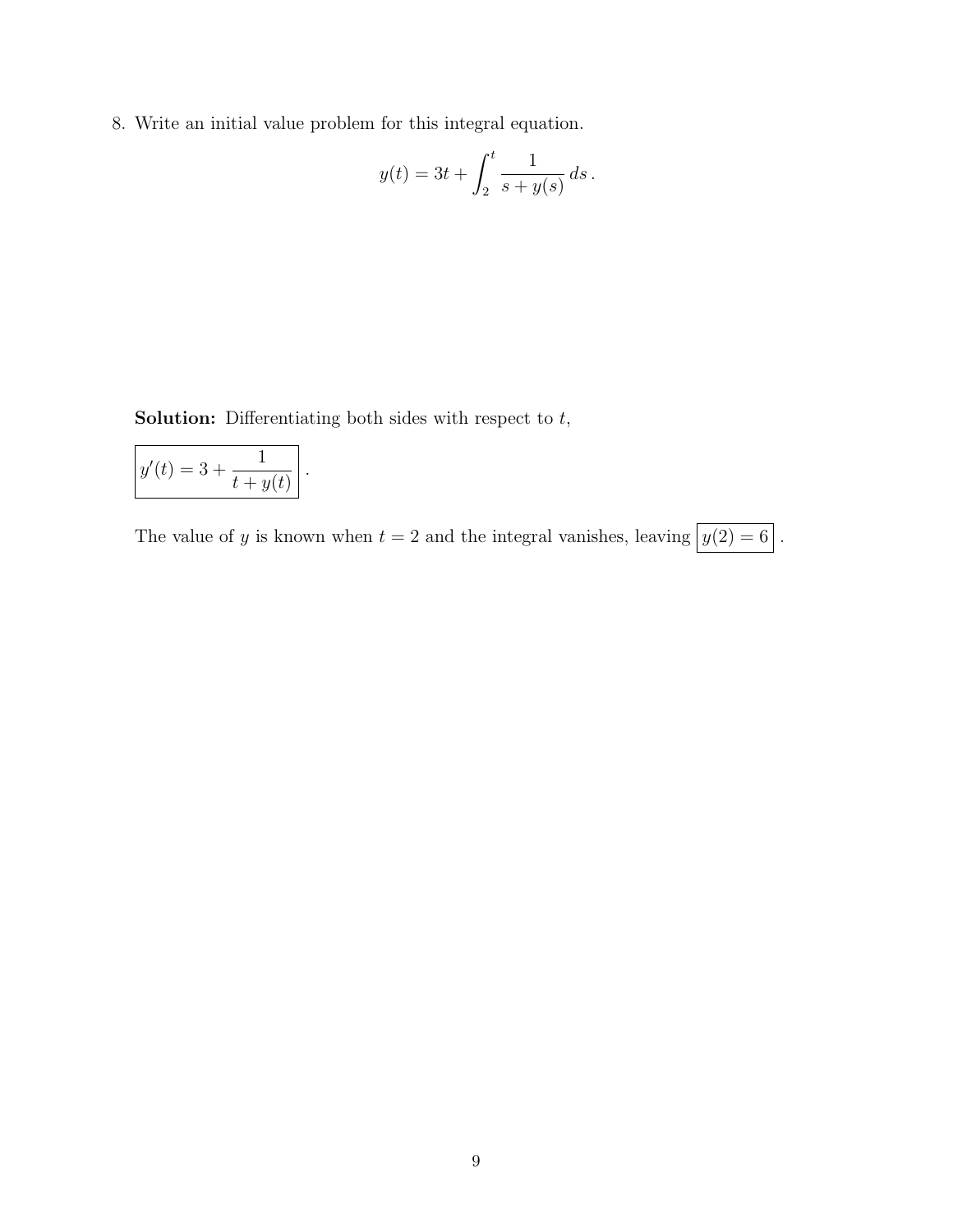8. Write an initial value problem for this integral equation.

$$y(t) = 3t + \int_2^t \frac{1}{s + y(s)}\, ds\,.$$

**Solution:** Differentiating both sides with respect to $t$,

$$\boxed{y'(t) = 3 + \frac{1}{t + y(t)}}\,.$$

The value of $y$ is known when $t = 2$ and the integral vanishes, leaving $\boxed{y(2) = 6}$.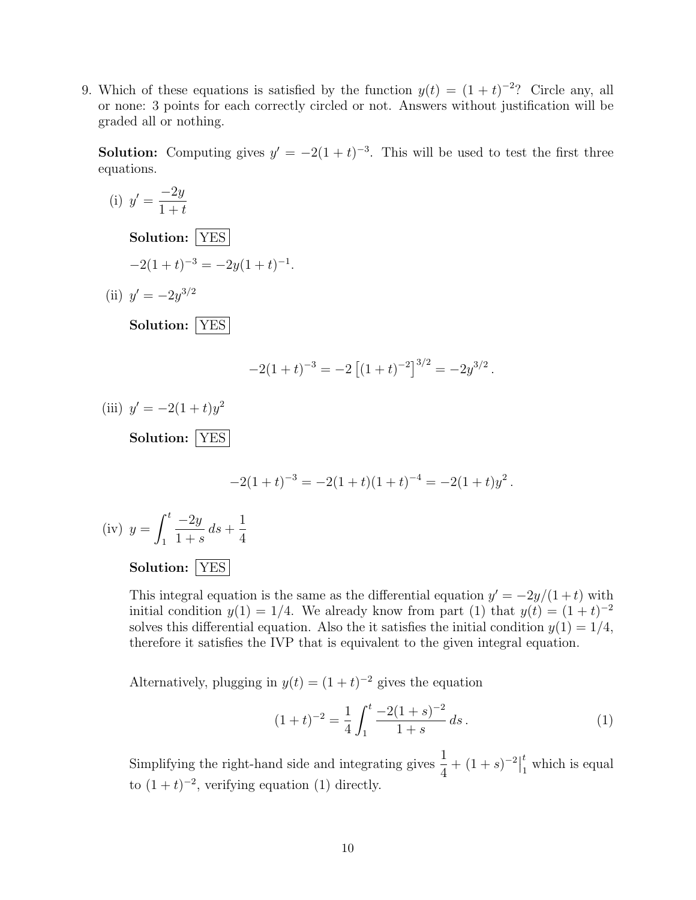9. Which of these equations is satisfied by the function $y(t) = (1+t)^{-2}$? Circle any, all or none: 3 points for each correctly circled or not. Answers without justification will be graded all or nothing.

**Solution:** Computing gives $y' = -2(1+t)^{-3}$. This will be used to test the first three equations.

(i) $y' = \dfrac{-2y}{1+t}$

**Solution:** YES

$-2(1+t)^{-3} = -2y(1+t)^{-1}$.

(ii) $y' = -2y^{3/2}$

**Solution:** YES

$$-2(1+t)^{-3} = -2\left[(1+t)^{-2}\right]^{3/2} = -2y^{3/2}\,.$$

(iii) $y' = -2(1+t)y^2$

**Solution:** YES

$$-2(1+t)^{-3} = -2(1+t)(1+t)^{-4} = -2(1+t)y^2\,.$$

(iv) $y = \displaystyle\int_1^t \frac{-2y}{1+s}\,ds + \frac{1}{4}$

**Solution:** YES

This integral equation is the same as the differential equation $y' = -2y/(1+t)$ with initial condition $y(1) = 1/4$. We already know from part (1) that $y(t) = (1+t)^{-2}$ solves this differential equation. Also the it satisfies the initial condition $y(1) = 1/4$, therefore it satisfies the IVP that is equivalent to the given integral equation.

Alternatively, plugging in $y(t) = (1+t)^{-2}$ gives the equation

$$(1+t)^{-2} = \frac{1}{4}\int_1^t \frac{-2(1+s)^{-2}}{1+s}\,ds\,. \tag{1}$$

Simplifying the right-hand side and integrating gives $\dfrac{1}{4} + (1+s)^{-2}\Big|_1^t$ which is equal to $(1+t)^{-2}$, verifying equation (1) directly.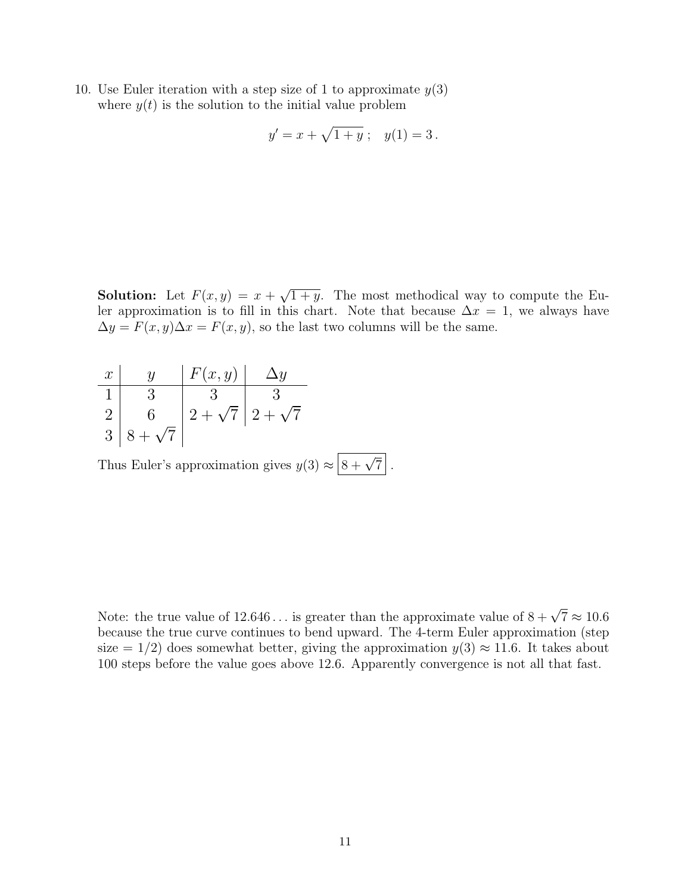10. Use Euler iteration with a step size of 1 to approximate $y(3)$ where $y(t)$ is the solution to the initial value problem

$$y' = x + \sqrt{1+y}\,; \quad y(1) = 3\,.$$

**Solution:** Let $F(x, y) = x + \sqrt{1+y}$. The most methodical way to compute the Euler approximation is to fill in this chart. Note that because $\Delta x = 1$, we always have $\Delta y = F(x, y)\Delta x = F(x, y)$, so the last two columns will be the same.

| $x$ | $y$ | $F(x, y)$ | $\Delta y$ |
|---|---|---|---|
| 1 | 3 | 3 | 3 |
| 2 | 6 | $2+\sqrt{7}$ | $2+\sqrt{7}$ |
| 3 | $8+\sqrt{7}$ | | |

Thus Euler's approximation gives $y(3) \approx \boxed{8+\sqrt{7}}$ .

Note: the true value of 12.646 . . . is greater than the approximate value of $8+\sqrt{7} \approx 10.6$ because the true curve continues to bend upward. The 4-term Euler approximation (step size = 1/2) does somewhat better, giving the approximation $y(3) \approx 11.6$. It takes about 100 steps before the value goes above 12.6. Apparently convergence is not all that fast.